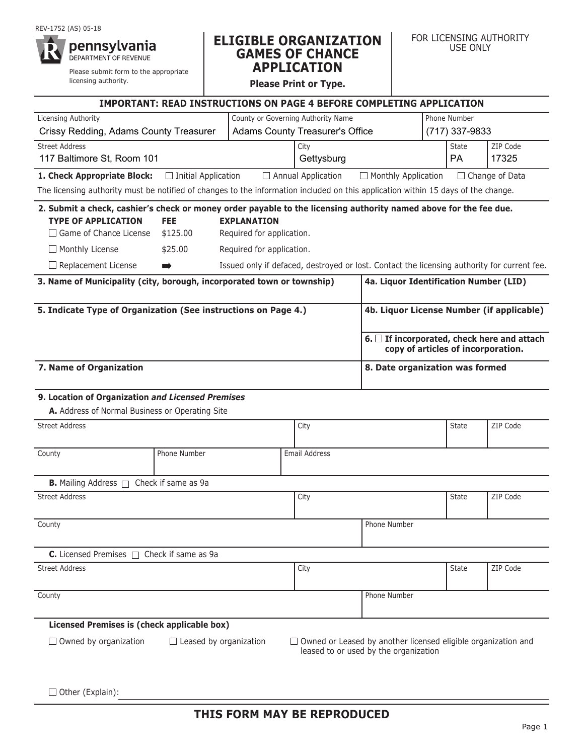REV-1752 (AS) 05-18

pennsylvania
DEPARTMENT OF REVENUE

Please submit form to the appropriate licensing authority.

# ELIGIBLE ORGANIZATION GAMES OF CHANCE APPLICATION

**Please Print or Type.**

FOR LICENSING AUTHORITY USE ONLY

**IMPORTANT: READ INSTRUCTIONS ON PAGE 4 BEFORE COMPLETING APPLICATION**

| Licensing Authority | County or Governing Authority Name | Phone Number |
|---|---|---|
| Crissy Redding, Adams County Treasurer | Adams County Treasurer's Office | (717) 337-9833 |

| Street Address | City | State | ZIP Code |
|---|---|---|---|
| 117 Baltimore St, Room 101 | Gettysburg | PA | 17325 |

**1. Check Appropriate Block:** ☐ Initial Application ☐ Annual Application ☐ Monthly Application ☐ Change of Data

The licensing authority must be notified of changes to the information included on this application within 15 days of the change.

**2. Submit a check, cashier's check or money order payable to the licensing authority named above for the fee due.**

| TYPE OF APPLICATION | FEE | EXPLANATION |
|---|---|---|
| ☐ Game of Chance License | $125.00 | Required for application. |
| ☐ Monthly License | $25.00 | Required for application. |
| ☐ Replacement License | ➡ | Issued only if defaced, destroyed or lost. Contact the licensing authority for current fee. |

**3. Name of Municipality (city, borough, incorporated town or township)**

**4a. Liquor Identification Number (LID)**

**5. Indicate Type of Organization (See instructions on Page 4.)**

**4b. Liquor License Number (if applicable)**

**6.** ☐ **If incorporated, check here and attach copy of articles of incorporation.**

**7. Name of Organization**

**8. Date organization was formed**

**9. Location of Organization *and Licensed Premises***

**A.** Address of Normal Business or Operating Site

| Street Address | City | State | ZIP Code |
|---|---|---|---|
| | | | |

| County | Phone Number | Email Address |
|---|---|---|
| | | |

**B.** Mailing Address ☐ Check if same as 9a

| Street Address | City | State | ZIP Code |
|---|---|---|---|
| | | | |

| County | Phone Number |
|---|---|
| | |

**C.** Licensed Premises ☐ Check if same as 9a

| Street Address | City | State | ZIP Code |
|---|---|---|---|
| | | | |

| County | Phone Number |
|---|---|
| | |

**Licensed Premises is (check applicable box)**

☐ Owned by organization ☐ Leased by organization ☐ Owned or Leased by another licensed eligible organization and leased to or used by the organization

☐ Other (Explain): ______________________________

**THIS FORM MAY BE REPRODUCED**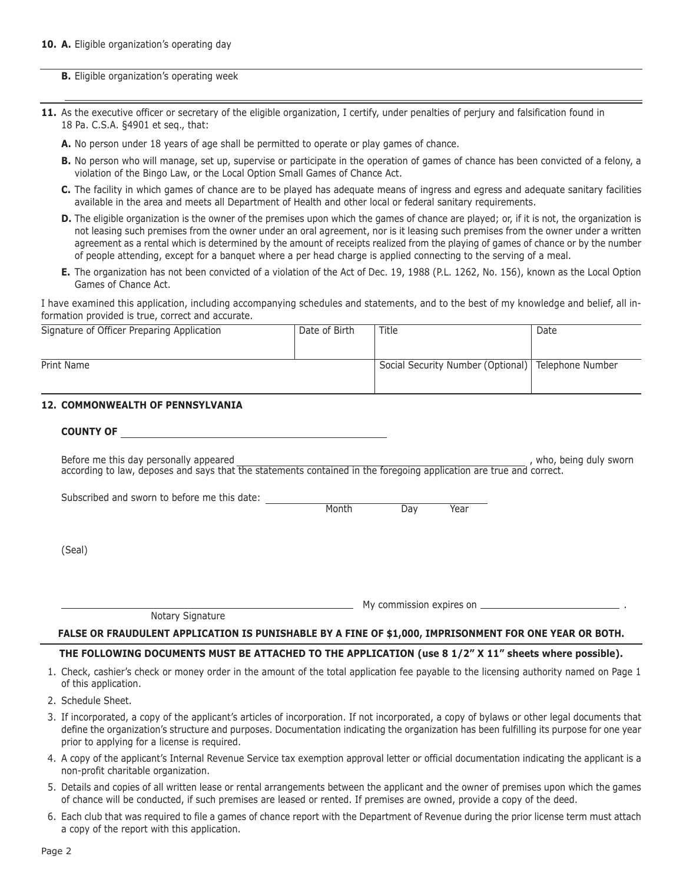**10. A.** Eligible organization's operating day

**B.** Eligible organization's operating week

**11.** As the executive officer or secretary of the eligible organization, I certify, under penalties of perjury and falsification found in 18 Pa. C.S.A. §4901 et seq., that:

**A.** No person under 18 years of age shall be permitted to operate or play games of chance.

**B.** No person who will manage, set up, supervise or participate in the operation of games of chance has been convicted of a felony, a violation of the Bingo Law, or the Local Option Small Games of Chance Act.

**C.** The facility in which games of chance are to be played has adequate means of ingress and egress and adequate sanitary facilities available in the area and meets all Department of Health and other local or federal sanitary requirements.

**D.** The eligible organization is the owner of the premises upon which the games of chance are played; or, if it is not, the organization is not leasing such premises from the owner under an oral agreement, nor is it leasing such premises from the owner under a written agreement as a rental which is determined by the amount of receipts realized from the playing of games of chance or by the number of people attending, except for a banquet where a per head charge is applied connecting to the serving of a meal.

**E.** The organization has not been convicted of a violation of the Act of Dec. 19, 1988 (P.L. 1262, No. 156), known as the Local Option Games of Chance Act.

I have examined this application, including accompanying schedules and statements, and to the best of my knowledge and belief, all information provided is true, correct and accurate.

| Signature of Officer Preparing Application | Date of Birth | Title | Date |
|---|---|---|---|
| | | | |
| Print Name | | Social Security Number (Optional) | Telephone Number |
| | | | |

**12. COMMONWEALTH OF PENNSYLVANIA**

**COUNTY OF** ______________________________

Before me this day personally appeared ______________________________, who, being duly sworn according to law, deposes and says that the statements contained in the foregoing application are true and correct.

Subscribed and sworn to before me this date: ______________________________
Month Day Year

(Seal)

______________________________ My commission expires on ______________________________ .
Notary Signature

**FALSE OR FRAUDULENT APPLICATION IS PUNISHABLE BY A FINE OF $1,000, IMPRISONMENT FOR ONE YEAR OR BOTH.**

**THE FOLLOWING DOCUMENTS MUST BE ATTACHED TO THE APPLICATION (use 8 1/2" X 11" sheets where possible).**

1. Check, cashier's check or money order in the amount of the total application fee payable to the licensing authority named on Page 1 of this application.
2. Schedule Sheet.
3. If incorporated, a copy of the applicant's articles of incorporation. If not incorporated, a copy of bylaws or other legal documents that define the organization's structure and purposes. Documentation indicating the organization has been fulfilling its purpose for one year prior to applying for a license is required.
4. A copy of the applicant's Internal Revenue Service tax exemption approval letter or official documentation indicating the applicant is a non-profit charitable organization.
5. Details and copies of all written lease or rental arrangements between the applicant and the owner of premises upon which the games of chance will be conducted, if such premises are leased or rented. If premises are owned, provide a copy of the deed.
6. Each club that was required to file a games of chance report with the Department of Revenue during the prior license term must attach a copy of the report with this application.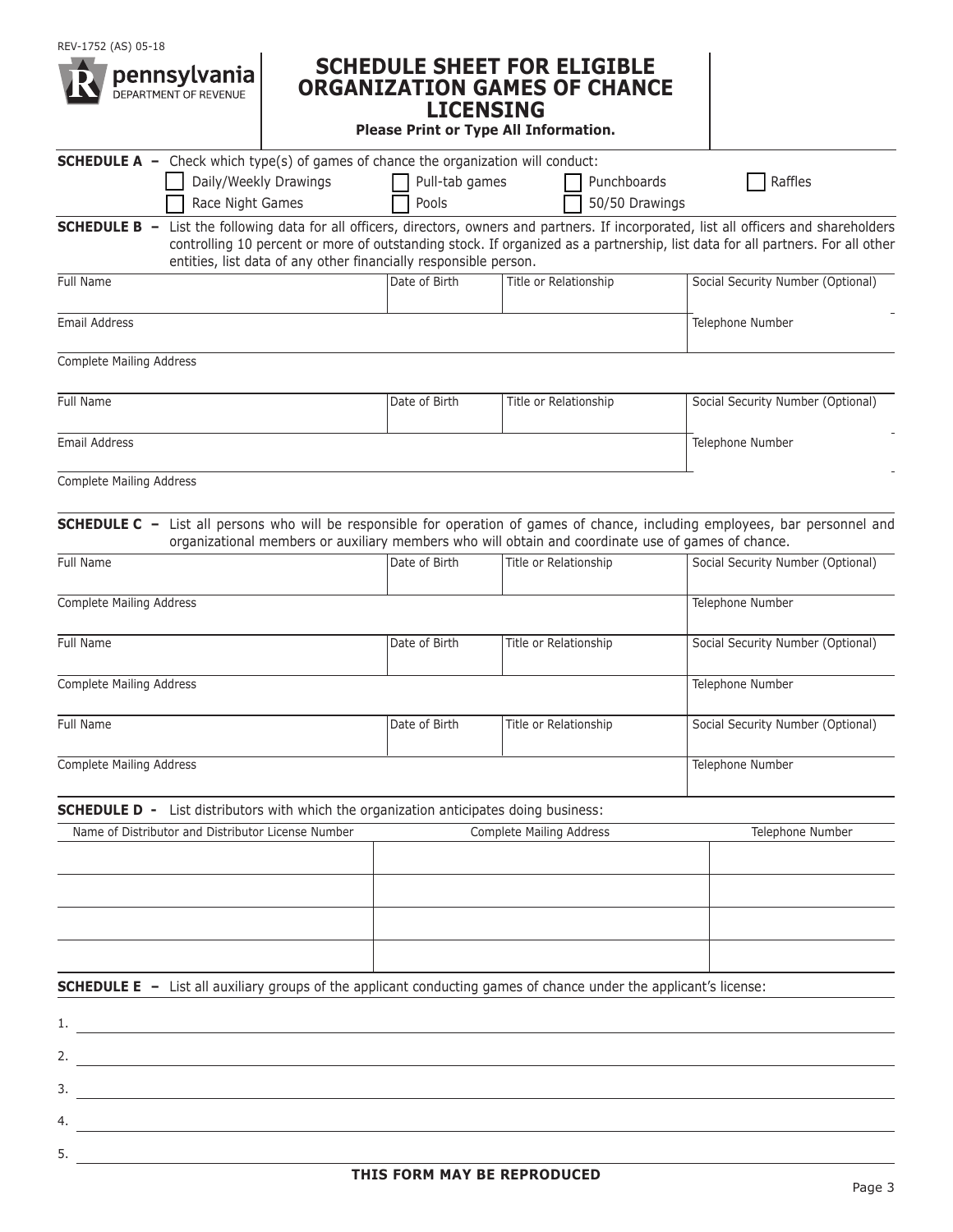REV-1752 (AS) 05-18

pennsylvania
DEPARTMENT OF REVENUE

# SCHEDULE SHEET FOR ELIGIBLE ORGANIZATION GAMES OF CHANCE LICENSING

**Please Print or Type All Information.**

**SCHEDULE A –** Check which type(s) of games of chance the organization will conduct:

- ☐ Daily/Weekly Drawings
- ☐ Pull-tab games
- ☐ Punchboards
- ☐ Raffles
- ☐ Race Night Games
- ☐ Pools
- ☐ 50/50 Drawings

**SCHEDULE B –** List the following data for all officers, directors, owners and partners. If incorporated, list all officers and shareholders controlling 10 percent or more of outstanding stock. If organized as a partnership, list data for all partners. For all other entities, list data of any other financially responsible person.

| Full Name | Date of Birth | Title or Relationship | Social Security Number (Optional) |
|---|---|---|---|
| Email Address | | | Telephone Number |
| Complete Mailing Address | | | |
| Full Name | Date of Birth | Title or Relationship | Social Security Number (Optional) |
| Email Address | | | Telephone Number |
| Complete Mailing Address | | | |

**SCHEDULE C –** List all persons who will be responsible for operation of games of chance, including employees, bar personnel and organizational members or auxiliary members who will obtain and coordinate use of games of chance.

| Full Name | Date of Birth | Title or Relationship | Social Security Number (Optional) |
|---|---|---|---|
| Complete Mailing Address | | | Telephone Number |
| Full Name | Date of Birth | Title or Relationship | Social Security Number (Optional) |
| Complete Mailing Address | | | Telephone Number |
| Full Name | Date of Birth | Title or Relationship | Social Security Number (Optional) |
| Complete Mailing Address | | | Telephone Number |

**SCHEDULE D -** List distributors with which the organization anticipates doing business:

| Name of Distributor and Distributor License Number | Complete Mailing Address | Telephone Number |
|---|---|---|
| | | |
| | | |
| | | |
| | | |

**SCHEDULE E –** List all auxiliary groups of the applicant conducting games of chance under the applicant's license:

1. 
2. 
3. 
4. 
5. 

**THIS FORM MAY BE REPRODUCED**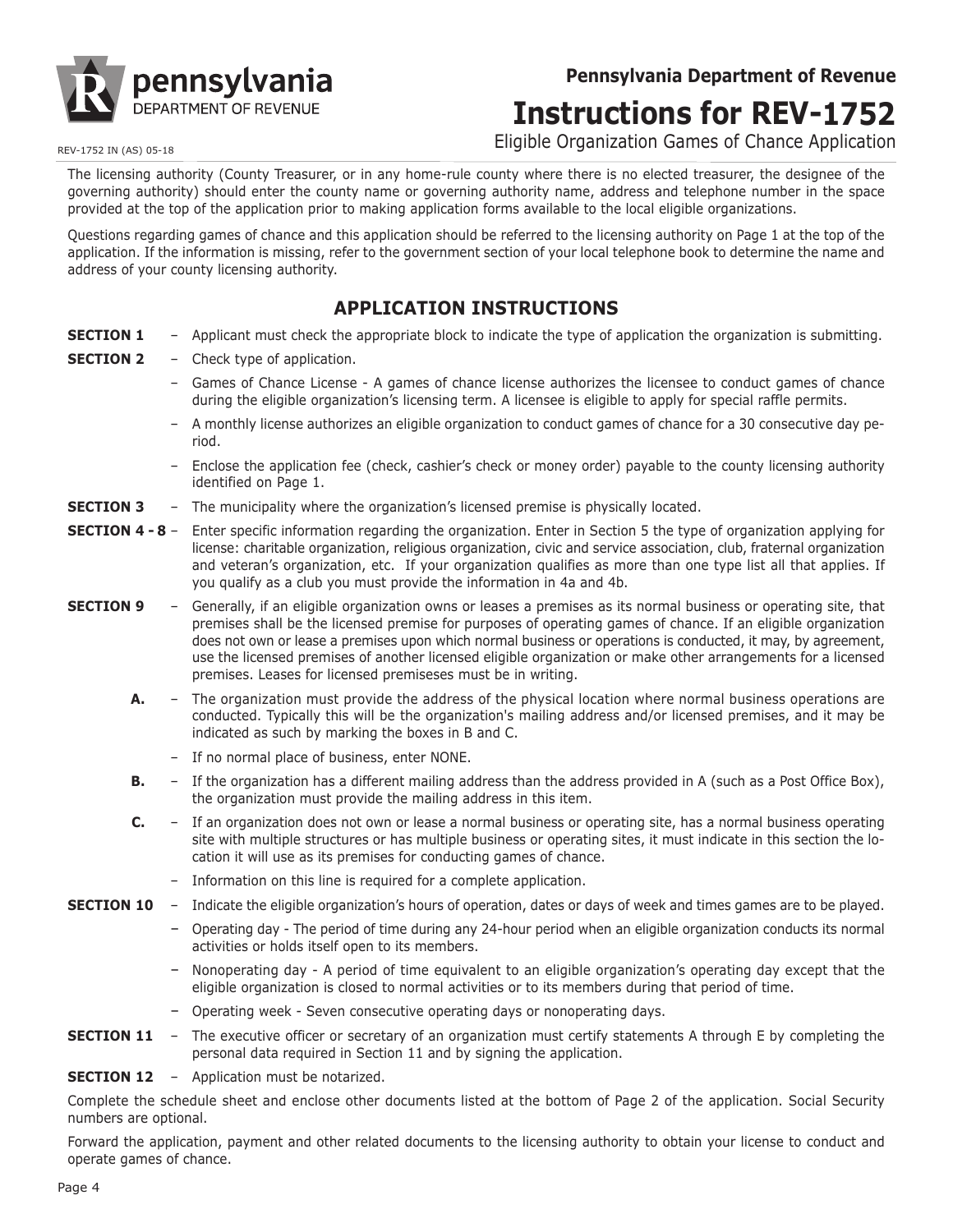**Pennsylvania Department of Revenue**

# Instructions for REV-1752

Eligible Organization Games of Chance Application

REV-1752 IN (AS) 05-18

The licensing authority (County Treasurer, or in any home-rule county where there is no elected treasurer, the designee of the governing authority) should enter the county name or governing authority name, address and telephone number in the space provided at the top of the application prior to making application forms available to the local eligible organizations.

Questions regarding games of chance and this application should be referred to the licensing authority on Page 1 at the top of the application. If the information is missing, refer to the government section of your local telephone book to determine the name and address of your county licensing authority.

## APPLICATION INSTRUCTIONS

**SECTION 1** – Applicant must check the appropriate block to indicate the type of application the organization is submitting.

**SECTION 2** – Check type of application.

- Games of Chance License - A games of chance license authorizes the licensee to conduct games of chance during the eligible organization's licensing term. A licensee is eligible to apply for special raffle permits.
- A monthly license authorizes an eligible organization to conduct games of chance for a 30 consecutive day period.
- Enclose the application fee (check, cashier's check or money order) payable to the county licensing authority identified on Page 1.

**SECTION 3** – The municipality where the organization's licensed premise is physically located.

**SECTION 4 - 8** – Enter specific information regarding the organization. Enter in Section 5 the type of organization applying for license: charitable organization, religious organization, civic and service association, club, fraternal organization and veteran's organization, etc. If your organization qualifies as more than one type list all that applies. If you qualify as a club you must provide the information in 4a and 4b.

**SECTION 9** – Generally, if an eligible organization owns or leases a premises as its normal business or operating site, that premises shall be the licensed premise for purposes of operating games of chance. If an eligible organization does not own or lease a premises upon which normal business or operations is conducted, it may, by agreement, use the licensed premises of another licensed eligible organization or make other arrangements for a licensed premises. Leases for licensed premiseses must be in writing.

**A.** – The organization must provide the address of the physical location where normal business operations are conducted. Typically this will be the organization's mailing address and/or licensed premises, and it may be indicated as such by marking the boxes in B and C.

- If no normal place of business, enter NONE.

**B.** – If the organization has a different mailing address than the address provided in A (such as a Post Office Box), the organization must provide the mailing address in this item.

**C.** – If an organization does not own or lease a normal business or operating site, has a normal business operating site with multiple structures or has multiple business or operating sites, it must indicate in this section the location it will use as its premises for conducting games of chance.

- Information on this line is required for a complete application.

**SECTION 10** – Indicate the eligible organization's hours of operation, dates or days of week and times games are to be played.

- Operating day - The period of time during any 24-hour period when an eligible organization conducts its normal activities or holds itself open to its members.
- Nonoperating day - A period of time equivalent to an eligible organization's operating day except that the eligible organization is closed to normal activities or to its members during that period of time.
- Operating week - Seven consecutive operating days or nonoperating days.

**SECTION 11** – The executive officer or secretary of an organization must certify statements A through E by completing the personal data required in Section 11 and by signing the application.

**SECTION 12** – Application must be notarized.

Complete the schedule sheet and enclose other documents listed at the bottom of Page 2 of the application. Social Security numbers are optional.

Forward the application, payment and other related documents to the licensing authority to obtain your license to conduct and operate games of chance.